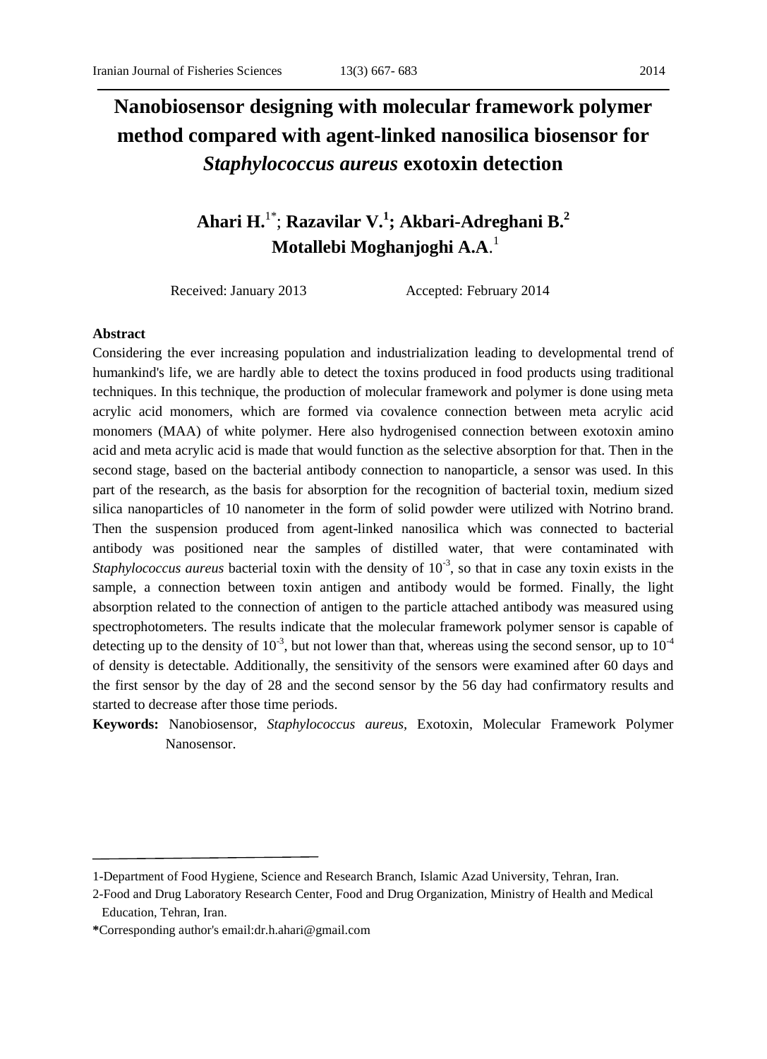# Nanobiosensor designing with molecular framework polymer method compared with agent-linked nanosilica biosensor for *Staphylococcus aureus* exotoxin detection

**Ahari H.**[1*]; **Razavilar V.**[1]; **Akbari-Adreghani B.**[2]
**Motallebi Moghanjoghi A.A.**[1]

Received: January 2013 Accepted: February 2014

## Abstract

Considering the ever increasing population and industrialization leading to developmental trend of humankind's life, we are hardly able to detect the toxins produced in food products using traditional techniques. In this technique, the production of molecular framework and polymer is done using meta acrylic acid monomers, which are formed via covalence connection between meta acrylic acid monomers (MAA) of white polymer. Here also hydrogenised connection between exotoxin amino acid and meta acrylic acid is made that would function as the selective absorption for that. Then in the second stage, based on the bacterial antibody connection to nanoparticle, a sensor was used. In this part of the research, as the basis for absorption for the recognition of bacterial toxin, medium sized silica nanoparticles of 10 nanometer in the form of solid powder were utilized with Notrino brand. Then the suspension produced from agent-linked nanosilica which was connected to bacterial antibody was positioned near the samples of distilled water, that were contaminated with *Staphylococcus aureus* bacterial toxin with the density of $10^{-3}$, so that in case any toxin exists in the sample, a connection between toxin antigen and antibody would be formed. Finally, the light absorption related to the connection of antigen to the particle attached antibody was measured using spectrophotometers. The results indicate that the molecular framework polymer sensor is capable of detecting up to the density of $10^{-3}$, but not lower than that, whereas using the second sensor, up to $10^{-4}$ of density is detectable. Additionally, the sensitivity of the sensors were examined after 60 days and the first sensor by the day of 28 and the second sensor by the 56 day had confirmatory results and started to decrease after those time periods.

**Keywords:** Nanobiosensor, *Staphylococcus aureus,* Exotoxin, Molecular Framework Polymer Nanosensor.

---

1-Department of Food Hygiene, Science and Research Branch, Islamic Azad University, Tehran, Iran.

2-Food and Drug Laboratory Research Center, Food and Drug Organization, Ministry of Health and Medical Education, Tehran, Iran.

*Corresponding author's email:dr.h.ahari@gmail.com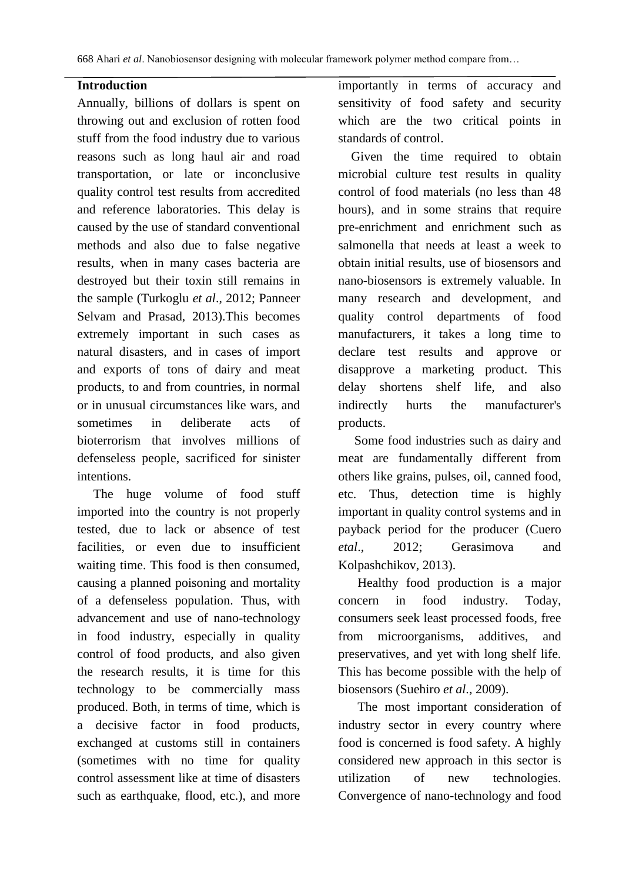## Introduction

Annually, billions of dollars is spent on throwing out and exclusion of rotten food stuff from the food industry due to various reasons such as long haul air and road transportation, or late or inconclusive quality control test results from accredited and reference laboratories. This delay is caused by the use of standard conventional methods and also due to false negative results, when in many cases bacteria are destroyed but their toxin still remains in the sample (Turkoglu *et al*., 2012; Panneer Selvam and Prasad, 2013).This becomes extremely important in such cases as natural disasters, and in cases of import and exports of tons of dairy and meat products, to and from countries, in normal or in unusual circumstances like wars, and sometimes in deliberate acts of bioterrorism that involves millions of defenseless people, sacrificed for sinister intentions.

The huge volume of food stuff imported into the country is not properly tested, due to lack or absence of test facilities, or even due to insufficient waiting time. This food is then consumed, causing a planned poisoning and mortality of a defenseless population. Thus, with advancement and use of nano-technology in food industry, especially in quality control of food products, and also given the research results, it is time for this technology to be commercially mass produced. Both, in terms of time, which is a decisive factor in food products, exchanged at customs still in containers (sometimes with no time for quality control assessment like at time of disasters such as earthquake, flood, etc.), and more importantly in terms of accuracy and sensitivity of food safety and security which are the two critical points in standards of control.

Given the time required to obtain microbial culture test results in quality control of food materials (no less than 48 hours), and in some strains that require pre-enrichment and enrichment such as salmonella that needs at least a week to obtain initial results, use of biosensors and nano-biosensors is extremely valuable. In many research and development, and quality control departments of food manufacturers, it takes a long time to declare test results and approve or disapprove a marketing product. This delay shortens shelf life, and also indirectly hurts the manufacturer's products.

Some food industries such as dairy and meat are fundamentally different from others like grains, pulses, oil, canned food, etc. Thus, detection time is highly important in quality control systems and in payback period for the producer (Cuero *etal*., 2012; Gerasimova and Kolpashchikov, 2013).

Healthy food production is a major concern in food industry. Today, consumers seek least processed foods, free from microorganisms, additives, and preservatives, and yet with long shelf life. This has become possible with the help of biosensors (Suehiro *et al*., 2009).

The most important consideration of industry sector in every country where food is concerned is food safety. A highly considered new approach in this sector is utilization of new technologies. Convergence of nano-technology and food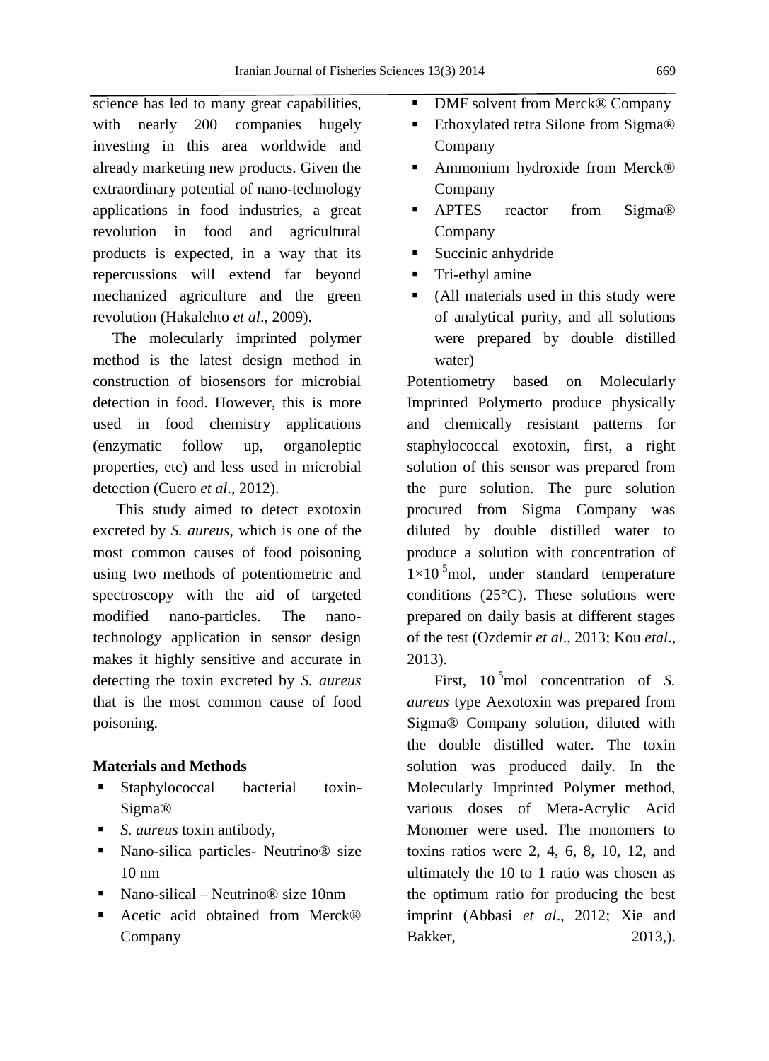science has led to many great capabilities, with nearly 200 companies hugely investing in this area worldwide and already marketing new products. Given the extraordinary potential of nano-technology applications in food industries, a great revolution in food and agricultural products is expected, in a way that its repercussions will extend far beyond mechanized agriculture and the green revolution (Hakalehto *et al*., 2009).

The molecularly imprinted polymer method is the latest design method in construction of biosensors for microbial detection in food. However, this is more used in food chemistry applications (enzymatic follow up, organoleptic properties, etc) and less used in microbial detection (Cuero *et al*., 2012).

This study aimed to detect exotoxin excreted by *S. aureus*, which is one of the most common causes of food poisoning using two methods of potentiometric and spectroscopy with the aid of targeted modified nano-particles. The nano-technology application in sensor design makes it highly sensitive and accurate in detecting the toxin excreted by *S. aureus* that is the most common cause of food poisoning.

**Materials and Methods**

- Staphylococcal bacterial toxin- Sigma®
- *S. aureus* toxin antibody,
- Nano-silica particles- Neutrino® size 10 nm
- Nano-silical – Neutrino® size 10nm
- Acetic acid obtained from Merck® Company
- DMF solvent from Merck® Company
- Ethoxylated tetra Silone from Sigma® Company
- Ammonium hydroxide from Merck® Company
- APTES reactor from Sigma® Company
- Succinic anhydride
- Tri-ethyl amine
- (All materials used in this study were of analytical purity, and all solutions were prepared by double distilled water)

Potentiometry based on Molecularly Imprinted Polymerto produce physically and chemically resistant patterns for staphylococcal exotoxin, first, a right solution of this sensor was prepared from the pure solution. The pure solution procured from Sigma Company was diluted by double distilled water to produce a solution with concentration of $1{\times}10^{-5}$mol, under standard temperature conditions (25°C). These solutions were prepared on daily basis at different stages of the test (Ozdemir *et al*., 2013; Kou *etal*., 2013).

First, $10^{-5}$mol concentration of *S. aureus* type Aexotoxin was prepared from Sigma® Company solution, diluted with the double distilled water. The toxin solution was produced daily. In the Molecularly Imprinted Polymer method, various doses of Meta-Acrylic Acid Monomer were used. The monomers to toxins ratios were 2, 4, 6, 8, 10, 12, and ultimately the 10 to 1 ratio was chosen as the optimum ratio for producing the best imprint (Abbasi *et al*., 2012; Xie and Bakker, 2013,).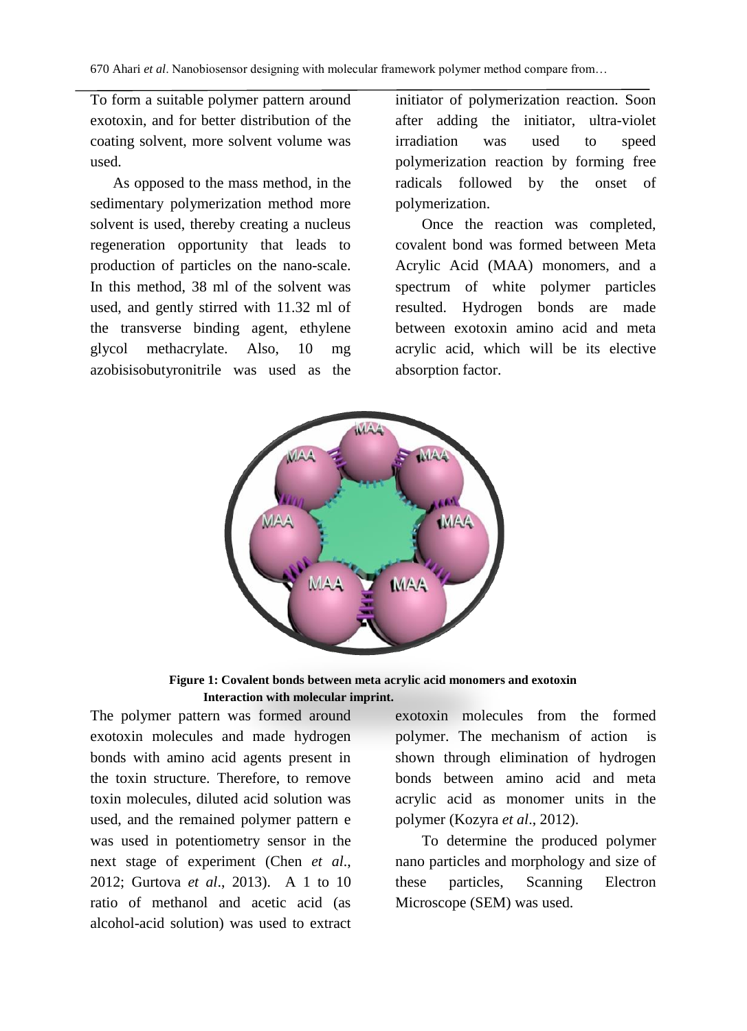To form a suitable polymer pattern around exotoxin, and for better distribution of the coating solvent, more solvent volume was used.

As opposed to the mass method, in the sedimentary polymerization method more solvent is used, thereby creating a nucleus regeneration opportunity that leads to production of particles on the nano-scale. In this method, 38 ml of the solvent was used, and gently stirred with 11.32 ml of the transverse binding agent, ethylene glycol methacrylate. Also, 10 mg azobisisobutyronitrile was used as the initiator of polymerization reaction. Soon after adding the initiator, ultra-violet irradiation was used to speed polymerization reaction by forming free radicals followed by the onset of polymerization.

Once the reaction was completed, covalent bond was formed between Meta Acrylic Acid (MAA) monomers, and a spectrum of white polymer particles resulted. Hydrogen bonds are made between exotoxin amino acid and meta acrylic acid, which will be its elective absorption factor.

**Figure 1: Covalent bonds between meta acrylic acid monomers and exotoxin Interaction with molecular imprint.**

The polymer pattern was formed around exotoxin molecules and made hydrogen bonds with amino acid agents present in the toxin structure. Therefore, to remove toxin molecules, diluted acid solution was used, and the remained polymer pattern e was used in potentiometry sensor in the next stage of experiment (Chen *et al*., 2012; Gurtova *et al*., 2013). A 1 to 10 ratio of methanol and acetic acid (as alcohol-acid solution) was used to extract exotoxin molecules from the formed polymer. The mechanism of action is shown through elimination of hydrogen bonds between amino acid and meta acrylic acid as monomer units in the polymer (Kozyra *et al*., 2012).

To determine the produced polymer nano particles and morphology and size of these particles, Scanning Electron Microscope (SEM) was used.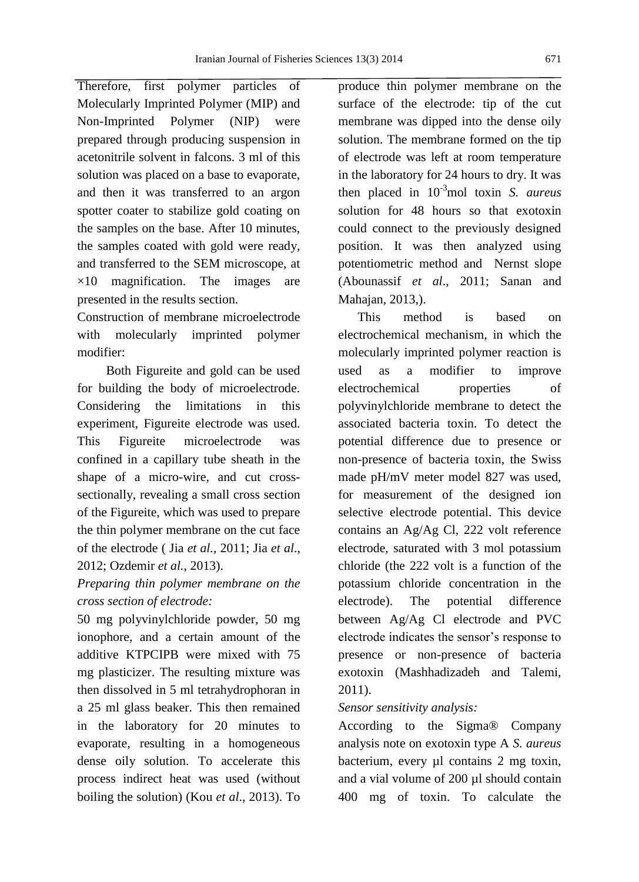Therefore, first polymer particles of Molecularly Imprinted Polymer (MIP) and Non-Imprinted Polymer (NIP) were prepared through producing suspension in acetonitrile solvent in falcons. 3 ml of this solution was placed on a base to evaporate, and then it was transferred to an argon spotter coater to stabilize gold coating on the samples on the base. After 10 minutes, the samples coated with gold were ready, and transferred to the SEM microscope, at ×10 magnification. The images are presented in the results section.

Construction of membrane microelectrode with molecularly imprinted polymer modifier:

Both Figureite and gold can be used for building the body of microelectrode. Considering the limitations in this experiment, Figureite electrode was used. This Figureite microelectrode was confined in a capillary tube sheath in the shape of a micro-wire, and cut cross-sectionally, revealing a small cross section of the Figureite, which was used to prepare the thin polymer membrane on the cut face of the electrode ( Jia *et al*., 2011; Jia *et al*., 2012; Ozdemir *et al.*, 2013).

*Preparing thin polymer membrane on the cross section of electrode:*

50 mg polyvinylchloride powder, 50 mg ionophore, and a certain amount of the additive KTPCIPB were mixed with 75 mg plasticizer. The resulting mixture was then dissolved in 5 ml tetrahydrophoran in a 25 ml glass beaker. This then remained in the laboratory for 20 minutes to evaporate, resulting in a homogeneous dense oily solution. To accelerate this process indirect heat was used (without boiling the solution) (Kou *et al*., 2013). To produce thin polymer membrane on the surface of the electrode: tip of the cut membrane was dipped into the dense oily solution. The membrane formed on the tip of electrode was left at room temperature in the laboratory for 24 hours to dry. It was then placed in $10^{-3}$mol toxin *S. aureus* solution for 48 hours so that exotoxin could connect to the previously designed position. It was then analyzed using potentiometric method and Nernst slope (Abounassif *et al*., 2011; Sanan and Mahajan, 2013,).

This method is based on electrochemical mechanism, in which the molecularly imprinted polymer reaction is used as a modifier to improve electrochemical properties of polyvinylchloride membrane to detect the associated bacteria toxin. To detect the potential difference due to presence or non-presence of bacteria toxin, the Swiss made pH/mV meter model 827 was used, for measurement of the designed ion selective electrode potential. This device contains an Ag/Ag Cl, 222 volt reference electrode, saturated with 3 mol potassium chloride (the 222 volt is a function of the potassium chloride concentration in the electrode). The potential difference between Ag/Ag Cl electrode and PVC electrode indicates the sensor's response to presence or non-presence of bacteria exotoxin (Mashhadizadeh and Talemi, 2011).

*Sensor sensitivity analysis:*

According to the Sigma® Company analysis note on exotoxin type A *S. aureus* bacterium, every µl contains 2 mg toxin, and a vial volume of 200 µl should contain 400 mg of toxin. To calculate the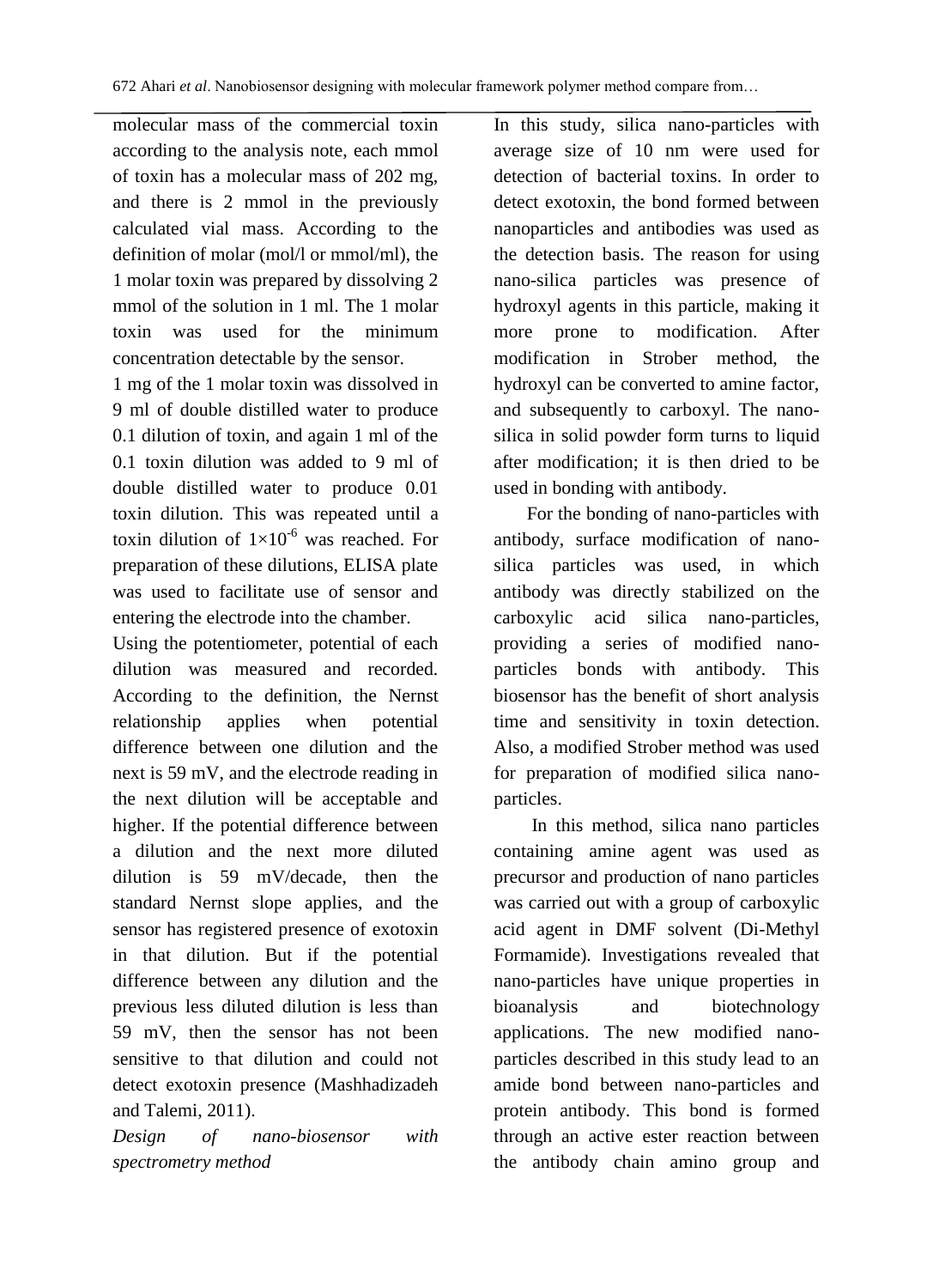molecular mass of the commercial toxin according to the analysis note, each mmol of toxin has a molecular mass of 202 mg, and there is 2 mmol in the previously calculated vial mass. According to the definition of molar (mol/l or mmol/ml), the 1 molar toxin was prepared by dissolving 2 mmol of the solution in 1 ml. The 1 molar toxin was used for the minimum concentration detectable by the sensor.

1 mg of the 1 molar toxin was dissolved in 9 ml of double distilled water to produce 0.1 dilution of toxin, and again 1 ml of the 0.1 toxin dilution was added to 9 ml of double distilled water to produce 0.01 toxin dilution. This was repeated until a toxin dilution of $1\times10^{-6}$ was reached. For preparation of these dilutions, ELISA plate was used to facilitate use of sensor and entering the electrode into the chamber.

Using the potentiometer, potential of each dilution was measured and recorded. According to the definition, the Nernst relationship applies when potential difference between one dilution and the next is 59 mV, and the electrode reading in the next dilution will be acceptable and higher. If the potential difference between a dilution and the next more diluted dilution is 59 mV/decade, then the standard Nernst slope applies, and the sensor has registered presence of exotoxin in that dilution. But if the potential difference between any dilution and the previous less diluted dilution is less than 59 mV, then the sensor has not been sensitive to that dilution and could not detect exotoxin presence (Mashhadizadeh and Talemi, 2011).

*Design of nano-biosensor with spectrometry method*

In this study, silica nano-particles with average size of 10 nm were used for detection of bacterial toxins. In order to detect exotoxin, the bond formed between nanoparticles and antibodies was used as the detection basis. The reason for using nano-silica particles was presence of hydroxyl agents in this particle, making it more prone to modification. After modification in Strober method, the hydroxyl can be converted to amine factor, and subsequently to carboxyl. The nano-silica in solid powder form turns to liquid after modification; it is then dried to be used in bonding with antibody.

For the bonding of nano-particles with antibody, surface modification of nano-silica particles was used, in which antibody was directly stabilized on the carboxylic acid silica nano-particles, providing a series of modified nano-particles bonds with antibody. This biosensor has the benefit of short analysis time and sensitivity in toxin detection. Also, a modified Strober method was used for preparation of modified silica nano-particles.

In this method, silica nano particles containing amine agent was used as precursor and production of nano particles was carried out with a group of carboxylic acid agent in DMF solvent (Di-Methyl Formamide). Investigations revealed that nano-particles have unique properties in bioanalysis and biotechnology applications. The new modified nano-particles described in this study lead to an amide bond between nano-particles and protein antibody. This bond is formed through an active ester reaction between the antibody chain amino group and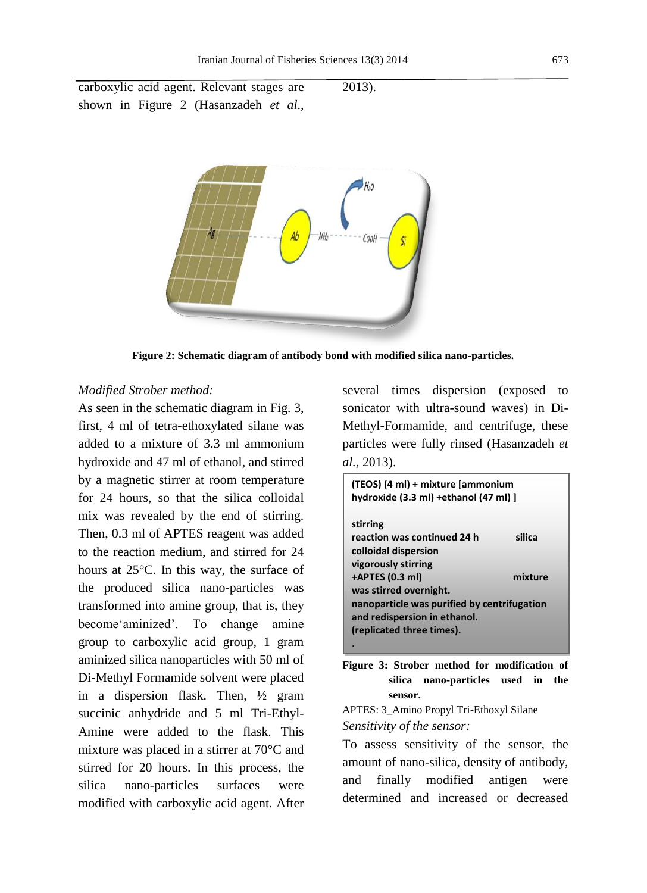carboxylic acid agent. Relevant stages are shown in Figure 2 (Hasanzadeh *et al*., 2013).

**Figure 2: Schematic diagram of antibody bond with modified silica nano-particles.**

*Modified Strober method:*

As seen in the schematic diagram in Fig. 3, first, 4 ml of tetra-ethoxylated silane was added to a mixture of 3.3 ml ammonium hydroxide and 47 ml of ethanol, and stirred by a magnetic stirrer at room temperature for 24 hours, so that the silica colloidal mix was revealed by the end of stirring. Then, 0.3 ml of APTES reagent was added to the reaction medium, and stirred for 24 hours at 25°C. In this way, the surface of the produced silica nano-particles was transformed into amine group, that is, they become'aminized'. To change amine group to carboxylic acid group, 1 gram aminized silica nanoparticles with 50 ml of Di-Methyl Formamide solvent were placed in a dispersion flask. Then, ½ gram succinic anhydride and 5 ml Tri-Ethyl-Amine were added to the flask. This mixture was placed in a stirrer at 70°C and stirred for 20 hours. In this process, the silica nano-particles surfaces were modified with carboxylic acid agent. After several times dispersion (exposed to sonicator with ultra-sound waves) in Di-Methyl-Formamide, and centrifuge, these particles were fully rinsed (Hasanzadeh *et al.*, 2013).

**(TEOS) (4 ml) + mixture [ammonium hydroxide (3.3 ml) +ethanol (47 ml) ]**

**stirring**
**reaction was continued 24 h silica colloidal dispersion**
**vigorously stirring**
**+APTES (0.3 ml) mixture was stirred overnight.**
**nanoparticle was purified by centrifugation and redispersion in ethanol.**
**(replicated three times).**

**Figure 3: Strober method for modification of silica nano-particles used in the sensor.**

APTES: 3_Amino Propyl Tri-Ethoxyl Silane

*Sensitivity of the sensor:*

To assess sensitivity of the sensor, the amount of nano-silica, density of antibody, and finally modified antigen were determined and increased or decreased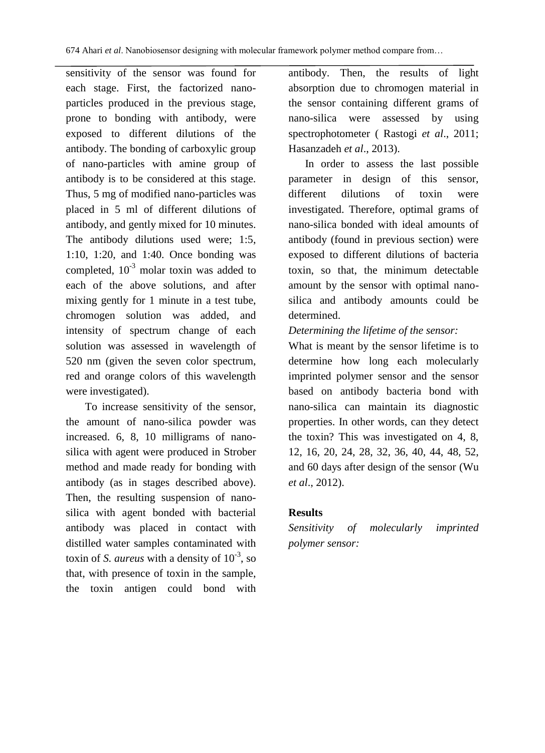sensitivity of the sensor was found for each stage. First, the factorized nano-particles produced in the previous stage, prone to bonding with antibody, were exposed to different dilutions of the antibody. The bonding of carboxylic group of nano-particles with amine group of antibody is to be considered at this stage. Thus, 5 mg of modified nano-particles was placed in 5 ml of different dilutions of antibody, and gently mixed for 10 minutes. The antibody dilutions used were; 1:5, 1:10, 1:20, and 1:40. Once bonding was completed, $10^{-3}$ molar toxin was added to each of the above solutions, and after mixing gently for 1 minute in a test tube, chromogen solution was added, and intensity of spectrum change of each solution was assessed in wavelength of 520 nm (given the seven color spectrum, red and orange colors of this wavelength were investigated).

To increase sensitivity of the sensor, the amount of nano-silica powder was increased. 6, 8, 10 milligrams of nano-silica with agent were produced in Strober method and made ready for bonding with antibody (as in stages described above). Then, the resulting suspension of nano-silica with agent bonded with bacterial antibody was placed in contact with distilled water samples contaminated with toxin of *S. aureus* with a density of $10^{-3}$, so that, with presence of toxin in the sample, the toxin antigen could bond with antibody. Then, the results of light absorption due to chromogen material in the sensor containing different grams of nano-silica were assessed by using spectrophotometer ( Rastogi *et al*., 2011; Hasanzadeh *et al*., 2013).

In order to assess the last possible parameter in design of this sensor, different dilutions of toxin were investigated. Therefore, optimal grams of nano-silica bonded with ideal amounts of antibody (found in previous section) were exposed to different dilutions of bacteria toxin, so that, the minimum detectable amount by the sensor with optimal nano-silica and antibody amounts could be determined.

*Determining the lifetime of the sensor:*

What is meant by the sensor lifetime is to determine how long each molecularly imprinted polymer sensor and the sensor based on antibody bacteria bond with nano-silica can maintain its diagnostic properties. In other words, can they detect the toxin? This was investigated on 4, 8, 12, 16, 20, 24, 28, 32, 36, 40, 44, 48, 52, and 60 days after design of the sensor (Wu *et al*., 2012).

## Results

*Sensitivity of molecularly imprinted polymer sensor:*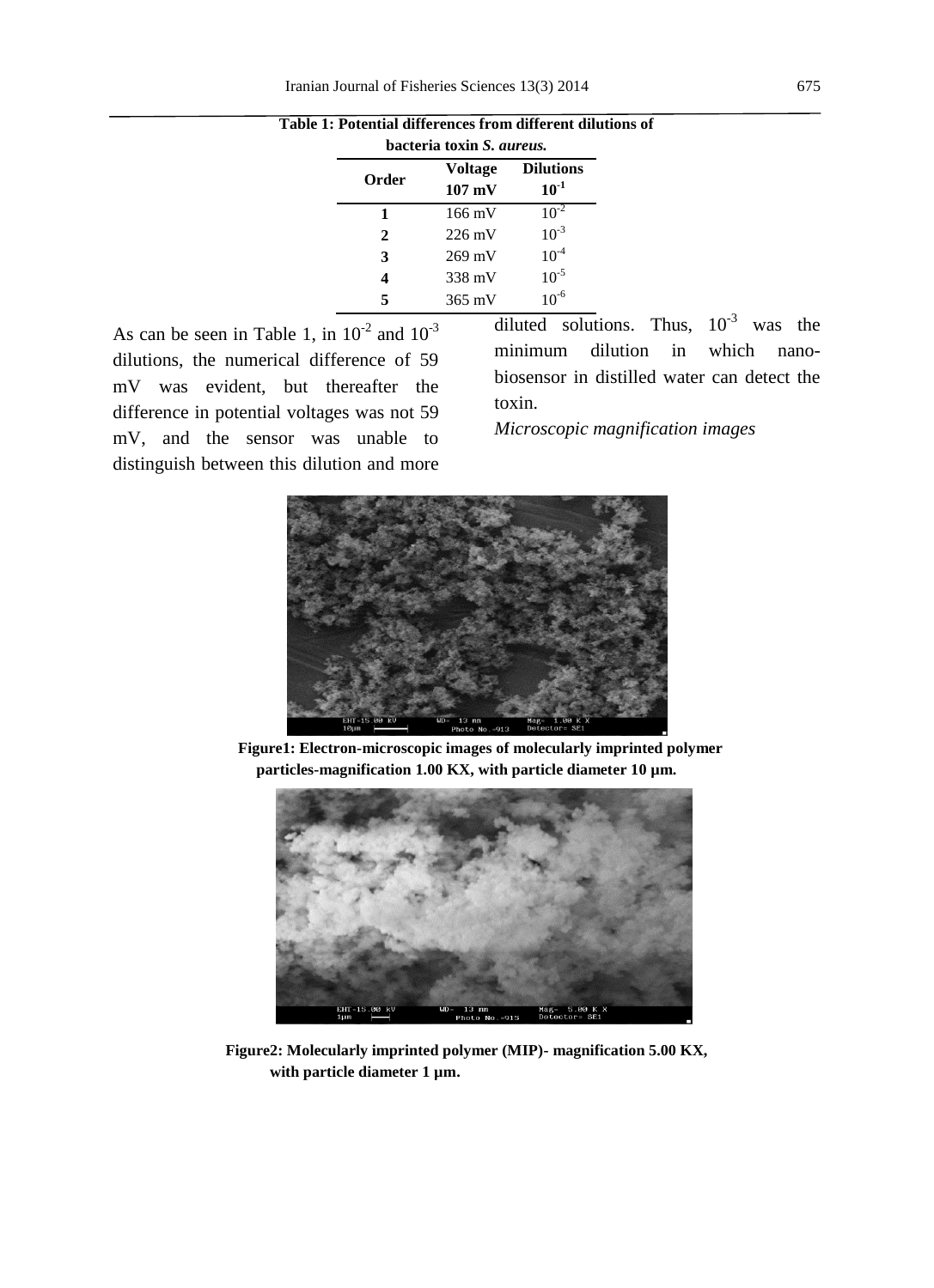**Table 1: Potential differences from different dilutions of bacteria toxin *S. aureus.***

| Order | Voltage 107 mV | Dilutions $10^{-1}$ |
|---|---|---|
| 1 | 166 mV | $10^{-2}$ |
| 2 | 226 mV | $10^{-3}$ |
| 3 | 269 mV | $10^{-4}$ |
| 4 | 338 mV | $10^{-5}$ |
| 5 | 365 mV | $10^{-6}$ |

As can be seen in Table 1, in $10^{-2}$ and $10^{-3}$ dilutions, the numerical difference of 59 mV was evident, but thereafter the difference in potential voltages was not 59 mV, and the sensor was unable to distinguish between this dilution and more diluted solutions. Thus, $10^{-3}$ was the minimum dilution in which nano-biosensor in distilled water can detect the toxin.

*Microscopic magnification images*

**Figure1: Electron-microscopic images of molecularly imprinted polymer particles-magnification 1.00 KX, with particle diameter 10 µm.**

**Figure2: Molecularly imprinted polymer (MIP)- magnification 5.00 KX, with particle diameter 1 µm.**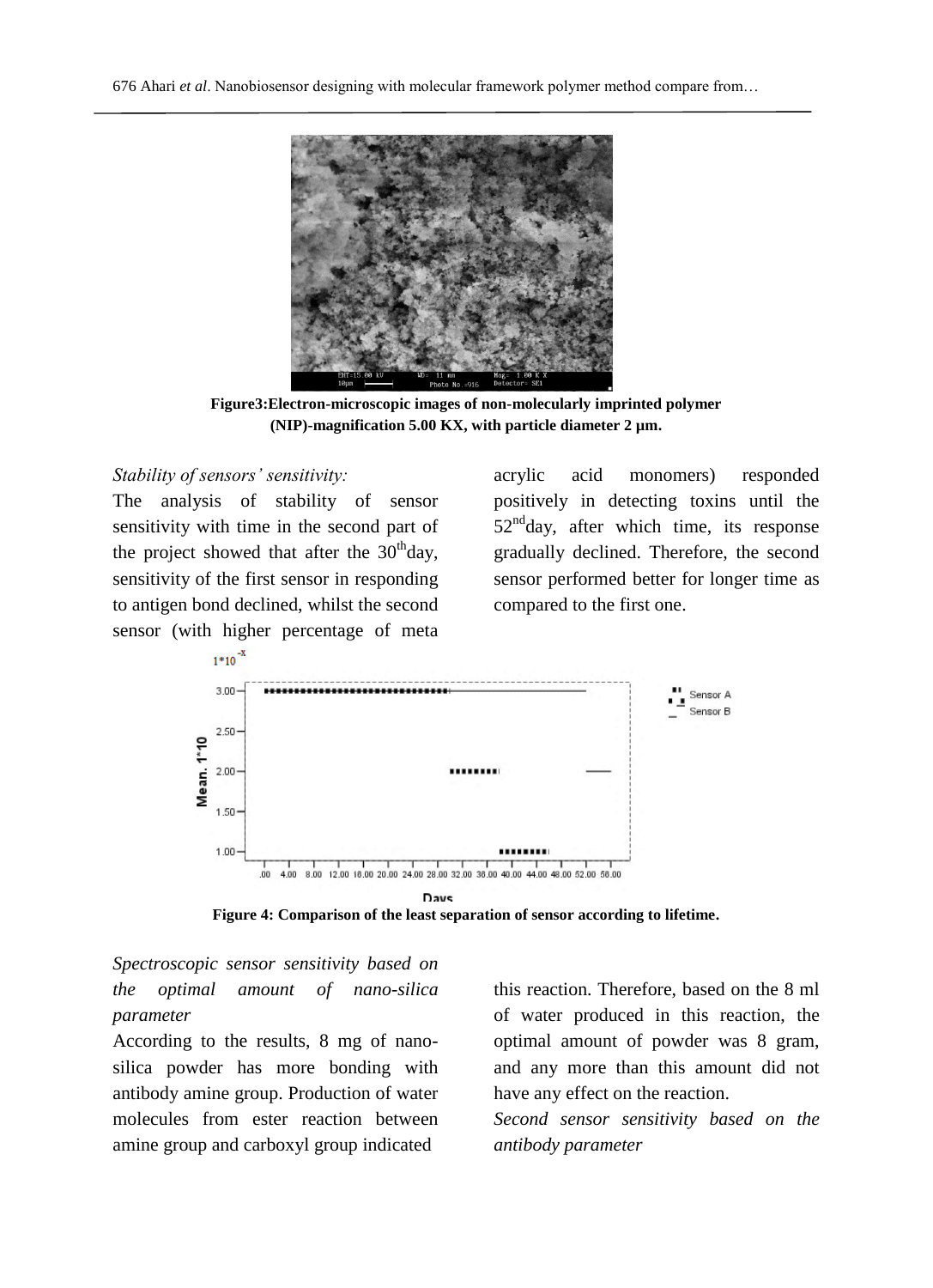Figure3:Electron-microscopic images of non-molecularly imprinted polymer (NIP)-magnification 5.00 KX, with particle diameter 2 µm.

*Stability of sensors' sensitivity:*

The analysis of stability of sensor sensitivity with time in the second part of the project showed that after the 30th day, sensitivity of the first sensor in responding to antigen bond declined, whilst the second sensor (with higher percentage of meta acrylic acid monomers) responded positively in detecting toxins until the 52nd day, after which time, its response gradually declined. Therefore, the second sensor performed better for longer time as compared to the first one.

Figure 4: Comparison of the least separation of sensor according to lifetime.

*Spectroscopic sensor sensitivity based on the optimal amount of nano-silica parameter*

According to the results, 8 mg of nano-silica powder has more bonding with antibody amine group. Production of water molecules from ester reaction between amine group and carboxyl group indicated this reaction. Therefore, based on the 8 ml of water produced in this reaction, the optimal amount of powder was 8 gram, and any more than this amount did not have any effect on the reaction.

*Second sensor sensitivity based on the antibody parameter*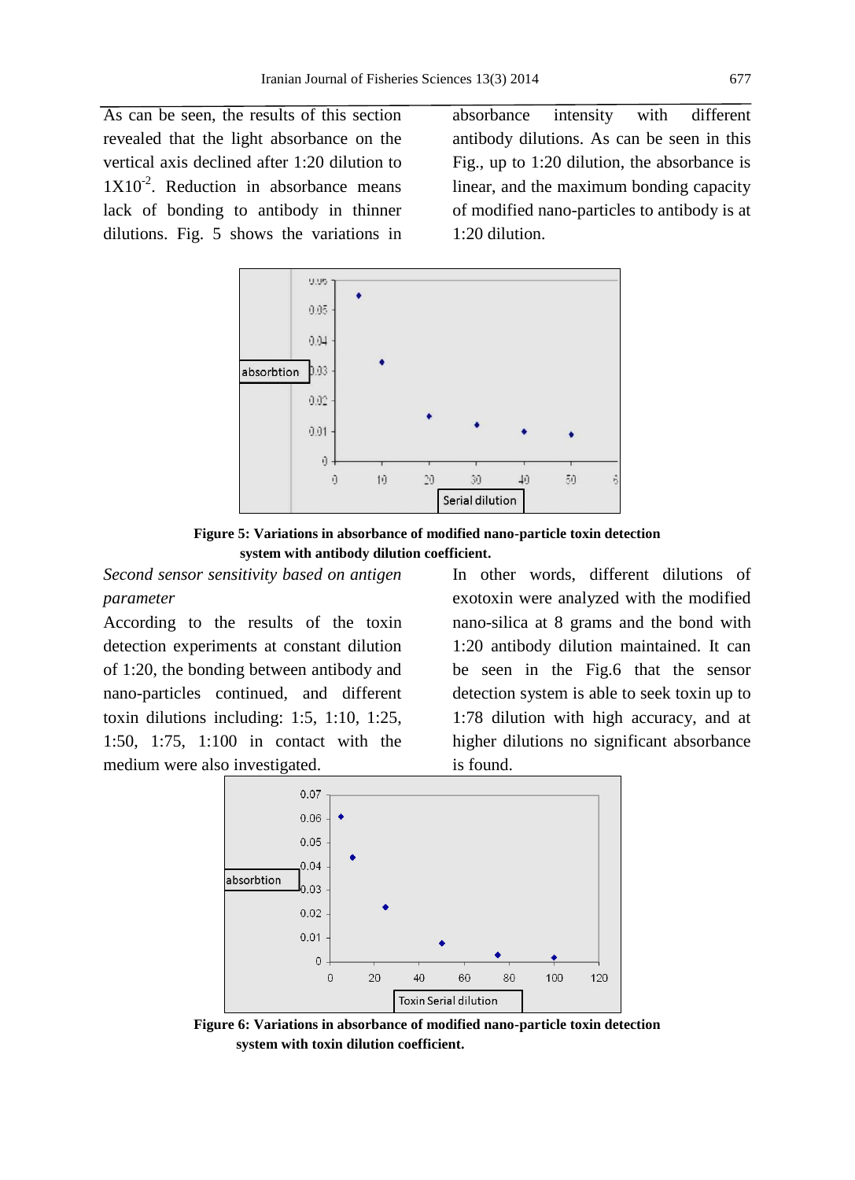As can be seen, the results of this section revealed that the light absorbance on the vertical axis declined after 1:20 dilution to $1X10^{-2}$. Reduction in absorbance means lack of bonding to antibody in thinner dilutions. Fig. 5 shows the variations in absorbance intensity with different antibody dilutions. As can be seen in this Fig., up to 1:20 dilution, the absorbance is linear, and the maximum bonding capacity of modified nano-particles to antibody is at 1:20 dilution.

**Figure 5: Variations in absorbance of modified nano-particle toxin detection system with antibody dilution coefficient.**

*Second sensor sensitivity based on antigen parameter*

According to the results of the toxin detection experiments at constant dilution of 1:20, the bonding between antibody and nano-particles continued, and different toxin dilutions including: 1:5, 1:10, 1:25, 1:50, 1:75, 1:100 in contact with the medium were also investigated. In other words, different dilutions of exotoxin were analyzed with the modified nano-silica at 8 grams and the bond with 1:20 antibody dilution maintained. It can be seen in the Fig.6 that the sensor detection system is able to seek toxin up to 1:78 dilution with high accuracy, and at higher dilutions no significant absorbance is found.

**Figure 6: Variations in absorbance of modified nano-particle toxin detection system with toxin dilution coefficient.**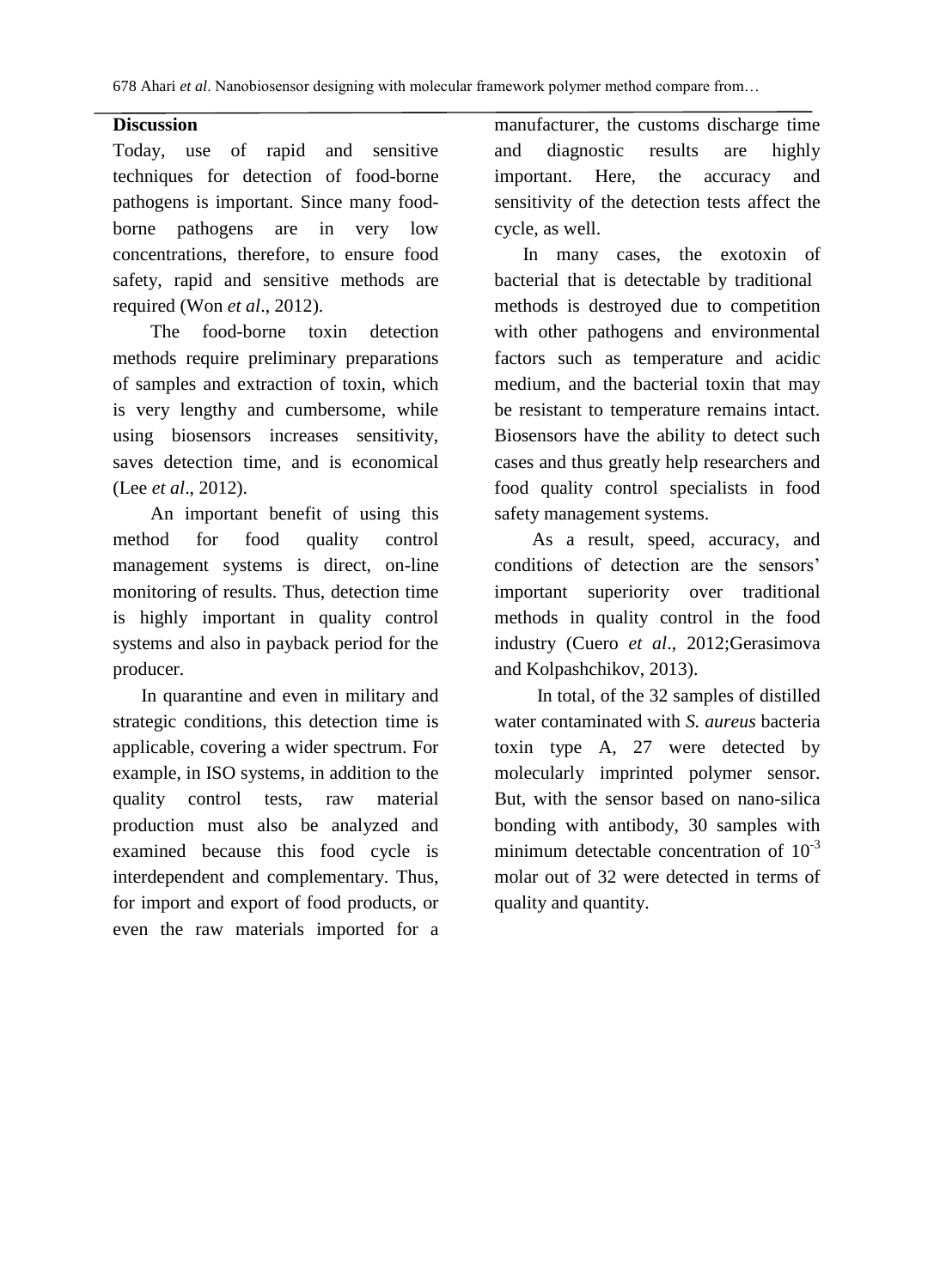## Discussion

Today, use of rapid and sensitive techniques for detection of food-borne pathogens is important. Since many food-borne pathogens are in very low concentrations, therefore, to ensure food safety, rapid and sensitive methods are required (Won *et al*., 2012).

The food-borne toxin detection methods require preliminary preparations of samples and extraction of toxin, which is very lengthy and cumbersome, while using biosensors increases sensitivity, saves detection time, and is economical (Lee *et al*., 2012).

An important benefit of using this method for food quality control management systems is direct, on-line monitoring of results. Thus, detection time is highly important in quality control systems and also in payback period for the producer.

In quarantine and even in military and strategic conditions, this detection time is applicable, covering a wider spectrum. For example, in ISO systems, in addition to the quality control tests, raw material production must also be analyzed and examined because this food cycle is interdependent and complementary. Thus, for import and export of food products, or even the raw materials imported for a manufacturer, the customs discharge time and diagnostic results are highly important. Here, the accuracy and sensitivity of the detection tests affect the cycle, as well.

In many cases, the exotoxin of bacterial that is detectable by traditional methods is destroyed due to competition with other pathogens and environmental factors such as temperature and acidic medium, and the bacterial toxin that may be resistant to temperature remains intact. Biosensors have the ability to detect such cases and thus greatly help researchers and food quality control specialists in food safety management systems.

As a result, speed, accuracy, and conditions of detection are the sensors' important superiority over traditional methods in quality control in the food industry (Cuero *et al*., 2012;Gerasimova and Kolpashchikov, 2013).

In total, of the 32 samples of distilled water contaminated with *S. aureus* bacteria toxin type A, 27 were detected by molecularly imprinted polymer sensor. But, with the sensor based on nano-silica bonding with antibody, 30 samples with minimum detectable concentration of $10^{-3}$ molar out of 32 were detected in terms of quality and quantity.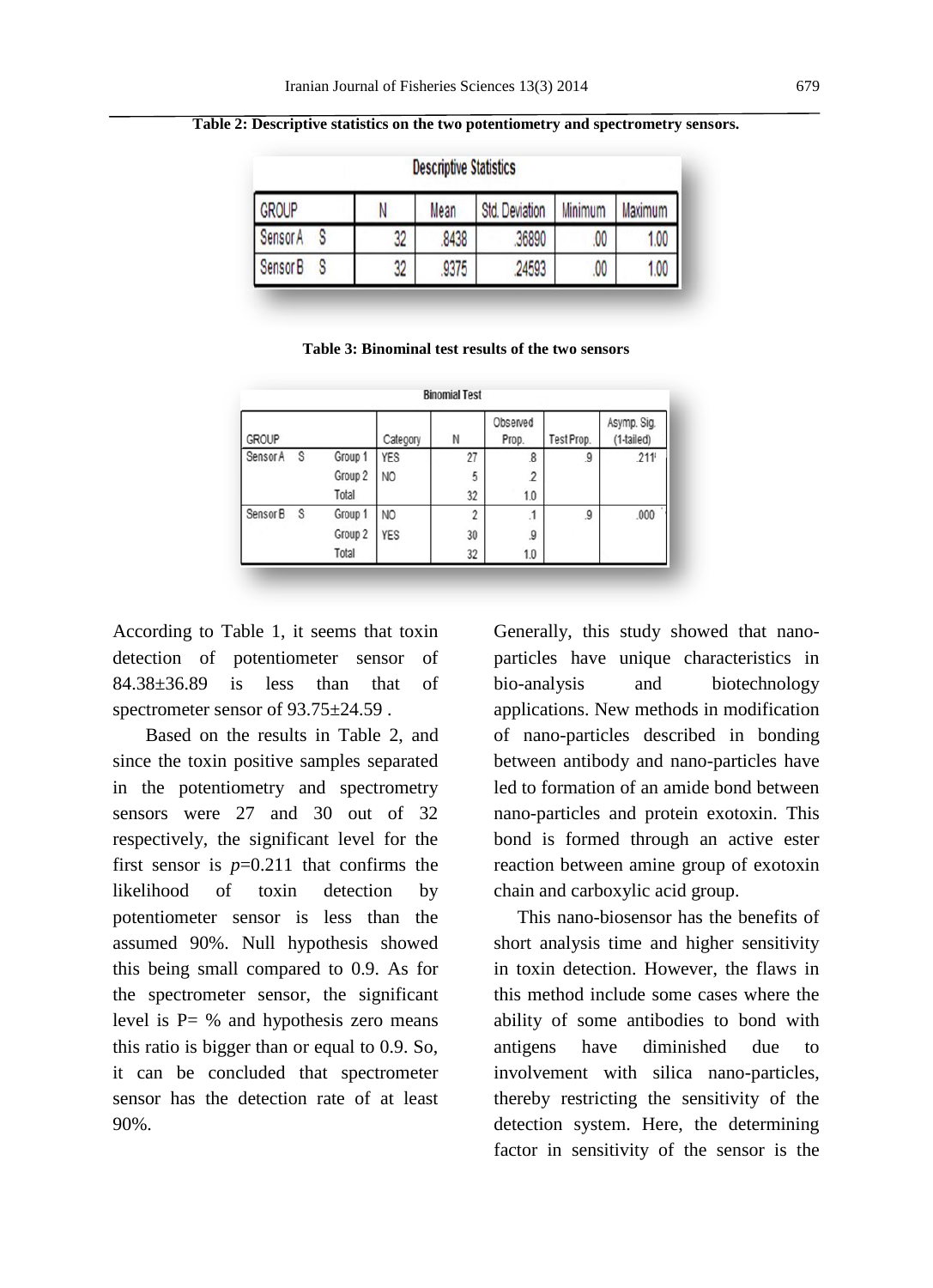**Table 2: Descriptive statistics on the two potentiometry and spectrometry sensors.**

| Descriptive Statistics | | | | | |
|---|---|---|---|---|---|
| GROUP | N | Mean | Std. Deviation | Minimum | Maximum |
| Sensor A S | 32 | .8438 | .36890 | .00 | 1.00 |
| Sensor B S | 32 | .9375 | .24593 | .00 | 1.00 |

**Table 3: Binominal test results of the two sensors**

| Binomial Test | | | | | | | |
|---|---|---|---|---|---|---|---|
| GROUP | | Category | N | Observed Prop. | Test Prop. | Asymp. Sig. (1-tailed) |
| Sensor A S | Group 1 | YES | 27 | .8 | .9 | .211 |
| | Group 2 | NO | 5 | .2 | | |
| | Total | | 32 | 1.0 | | |
| Sensor B S | Group 1 | NO | 2 | .1 | .9 | .000 |
| | Group 2 | YES | 30 | .9 | | |
| | Total | | 32 | 1.0 | | |

According to Table 1, it seems that toxin detection of potentiometer sensor of 84.38±36.89 is less than that of spectrometer sensor of 93.75±24.59 .

Based on the results in Table 2, and since the toxin positive samples separated in the potentiometry and spectrometry sensors were 27 and 30 out of 32 respectively, the significant level for the first sensor is $p$=0.211 that confirms the likelihood of toxin detection by potentiometer sensor is less than the assumed 90%. Null hypothesis showed this being small compared to 0.9. As for the spectrometer sensor, the significant level is P= % and hypothesis zero means this ratio is bigger than or equal to 0.9. So, it can be concluded that spectrometer sensor has the detection rate of at least 90%.

Generally, this study showed that nano-particles have unique characteristics in bio-analysis and biotechnology applications. New methods in modification of nano-particles described in bonding between antibody and nano-particles have led to formation of an amide bond between nano-particles and protein exotoxin. This bond is formed through an active ester reaction between amine group of exotoxin chain and carboxylic acid group.

This nano-biosensor has the benefits of short analysis time and higher sensitivity in toxin detection. However, the flaws in this method include some cases where the ability of some antibodies to bond with antigens have diminished due to involvement with silica nano-particles, thereby restricting the sensitivity of the detection system. Here, the determining factor in sensitivity of the sensor is the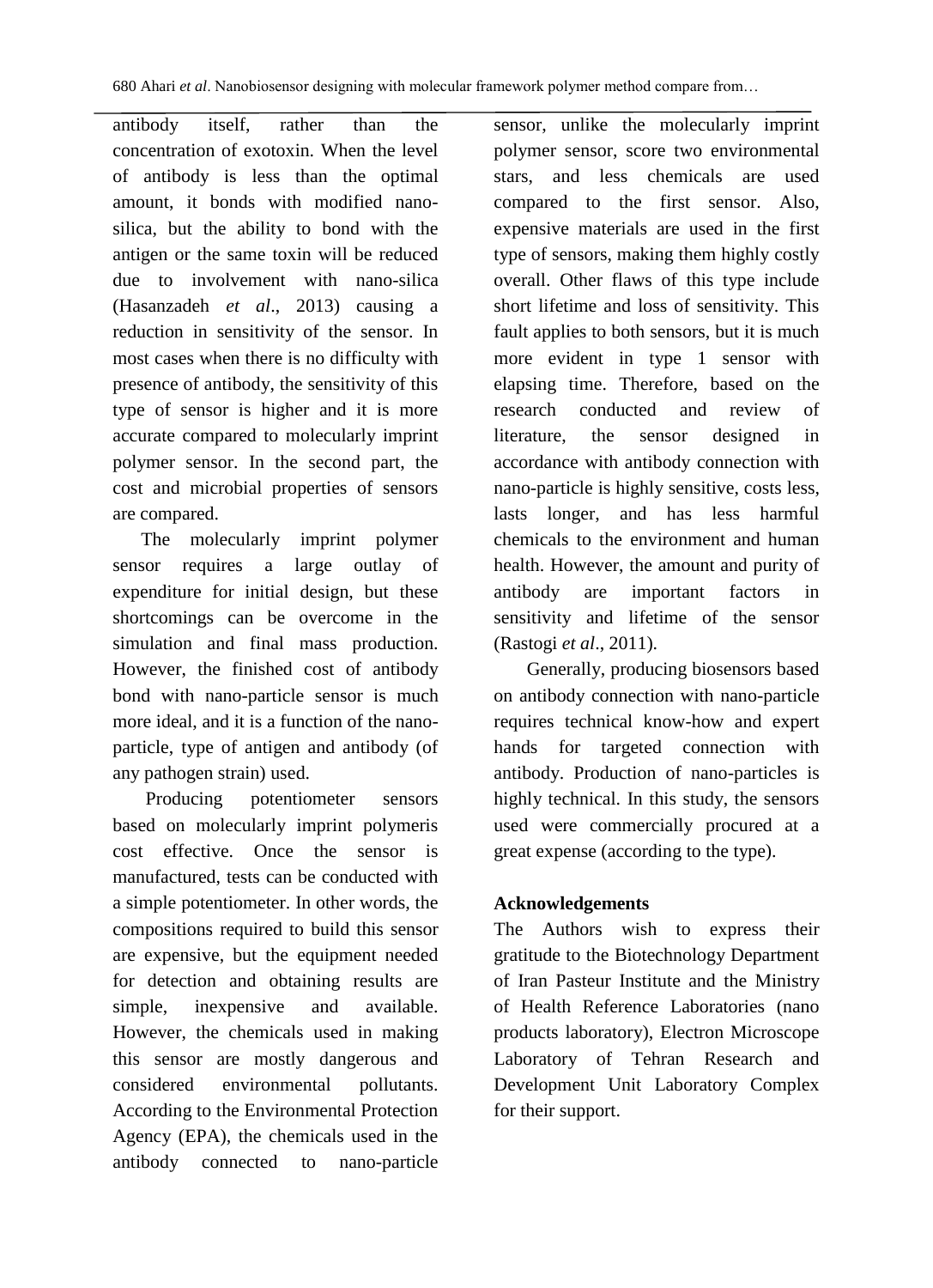antibody itself, rather than the concentration of exotoxin. When the level of antibody is less than the optimal amount, it bonds with modified nano-silica, but the ability to bond with the antigen or the same toxin will be reduced due to involvement with nano-silica (Hasanzadeh *et al*., 2013) causing a reduction in sensitivity of the sensor. In most cases when there is no difficulty with presence of antibody, the sensitivity of this type of sensor is higher and it is more accurate compared to molecularly imprint polymer sensor. In the second part, the cost and microbial properties of sensors are compared.

The molecularly imprint polymer sensor requires a large outlay of expenditure for initial design, but these shortcomings can be overcome in the simulation and final mass production. However, the finished cost of antibody bond with nano-particle sensor is much more ideal, and it is a function of the nano-particle, type of antigen and antibody (of any pathogen strain) used.

Producing potentiometer sensors based on molecularly imprint polymeris cost effective. Once the sensor is manufactured, tests can be conducted with a simple potentiometer. In other words, the compositions required to build this sensor are expensive, but the equipment needed for detection and obtaining results are simple, inexpensive and available. However, the chemicals used in making this sensor are mostly dangerous and considered environmental pollutants. According to the Environmental Protection Agency (EPA), the chemicals used in the antibody connected to nano-particle sensor, unlike the molecularly imprint polymer sensor, score two environmental stars, and less chemicals are used compared to the first sensor. Also, expensive materials are used in the first type of sensors, making them highly costly overall. Other flaws of this type include short lifetime and loss of sensitivity. This fault applies to both sensors, but it is much more evident in type 1 sensor with elapsing time. Therefore, based on the research conducted and review of literature, the sensor designed in accordance with antibody connection with nano-particle is highly sensitive, costs less, lasts longer, and has less harmful chemicals to the environment and human health. However, the amount and purity of antibody are important factors in sensitivity and lifetime of the sensor (Rastogi *et al*., 2011).

Generally, producing biosensors based on antibody connection with nano-particle requires technical know-how and expert hands for targeted connection with antibody. Production of nano-particles is highly technical. In this study, the sensors used were commercially procured at a great expense (according to the type).

## Acknowledgements

The Authors wish to express their gratitude to the Biotechnology Department of Iran Pasteur Institute and the Ministry of Health Reference Laboratories (nano products laboratory), Electron Microscope Laboratory of Tehran Research and Development Unit Laboratory Complex for their support.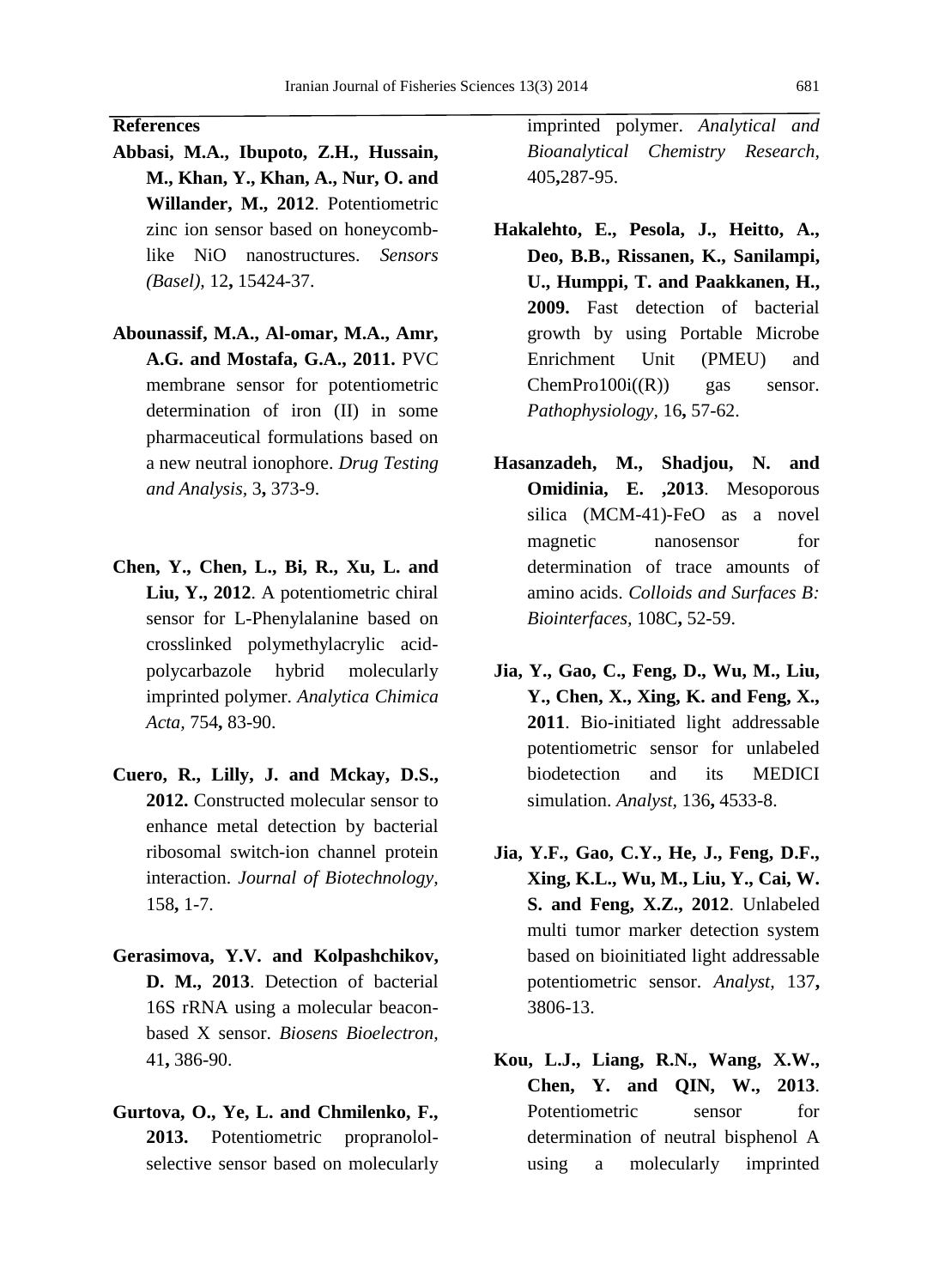## References

**Abbasi, M.A., Ibupoto, Z.H., Hussain, M., Khan, Y., Khan, A., Nur, O. and Willander, M., 2012**. Potentiometric zinc ion sensor based on honeycomb-like NiO nanostructures. *Sensors (Basel),* 12**,** 15424-37.

**Abounassif, M.A., Al-omar, M.A., Amr, A.G. and Mostafa, G.A., 2011.** PVC membrane sensor for potentiometric determination of iron (II) in some pharmaceutical formulations based on a new neutral ionophore. *Drug Testing and Analysis,* 3**,** 373-9.

**Chen, Y., Chen, L., Bi, R., Xu, L. and Liu, Y., 2012**. A potentiometric chiral sensor for L-Phenylalanine based on crosslinked polymethylacrylic acid-polycarbazole hybrid molecularly imprinted polymer. *Analytica Chimica Acta,* 754**,** 83-90.

**Cuero, R., Lilly, J. and Mckay, D.S., 2012.** Constructed molecular sensor to enhance metal detection by bacterial ribosomal switch-ion channel protein interaction. *Journal of Biotechnology,* 158**,** 1-7.

**Gerasimova, Y.V. and Kolpashchikov, D. M., 2013**. Detection of bacterial 16S rRNA using a molecular beacon-based X sensor. *Biosens Bioelectron,* 41**,** 386-90.

**Gurtova, O., Ye, L. and Chmilenko, F., 2013.** Potentiometric propranolol-selective sensor based on molecularly imprinted polymer. *Analytical and Bioanalytical Chemistry Research,* 405**,**287-95.

**Hakalehto, E., Pesola, J., Heitto, A., Deo, B.B., Rissanen, K., Sanilampi, U., Humppi, T. and Paakkanen, H., 2009.** Fast detection of bacterial growth by using Portable Microbe Enrichment Unit (PMEU) and ChemPro100i((R)) gas sensor. *Pathophysiology,* 16**,** 57-62.

**Hasanzadeh, M., Shadjou, N. and Omidinia, E. ,2013**. Mesoporous silica (MCM-41)-FeO as a novel magnetic nanosensor for determination of trace amounts of amino acids. *Colloids and Surfaces B: Biointerfaces,* 108C**,** 52-59.

**Jia, Y., Gao, C., Feng, D., Wu, M., Liu, Y., Chen, X., Xing, K. and Feng, X., 2011**. Bio-initiated light addressable potentiometric sensor for unlabeled biodetection and its MEDICI simulation. *Analyst,* 136**,** 4533-8.

**Jia, Y.F., Gao, C.Y., He, J., Feng, D.F., Xing, K.L., Wu, M., Liu, Y., Cai, W. S. and Feng, X.Z., 2012**. Unlabeled multi tumor marker detection system based on bioinitiated light addressable potentiometric sensor. *Analyst,* 137**,** 3806-13.

**Kou, L.J., Liang, R.N., Wang, X.W., Chen, Y. and QIN, W., 2013**. Potentiometric sensor for determination of neutral bisphenol A using a molecularly imprinted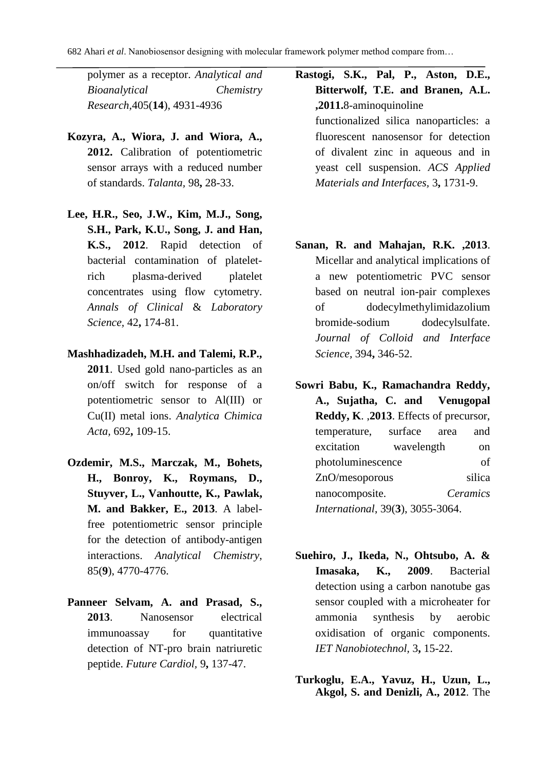polymer as a receptor. *Analytical and Bioanalytical Chemistry Research*,405(**14**), 4931-4936

**Kozyra, A., Wiora, J. and Wiora, A., 2012.** Calibration of potentiometric sensor arrays with a reduced number of standards. *Talanta,* 98**,** 28-33.

**Lee, H.R., Seo, J.W., Kim, M.J., Song, S.H., Park, K.U., Song, J. and Han, K.S., 2012**. Rapid detection of bacterial contamination of platelet-rich plasma-derived platelet concentrates using flow cytometry. *Annals of Clinical* & *Laboratory Science,* 42**,** 174-81.

**Mashhadizadeh, M.H. and Talemi, R.P., 2011**. Used gold nano-particles as an on/off switch for response of a potentiometric sensor to Al(III) or Cu(II) metal ions. *Analytica Chimica Acta,* 692**,** 109-15.

**Ozdemir, M.S., Marczak, M., Bohets, H., Bonroy, K., Roymans, D., Stuyver, L., Vanhoutte, K., Pawlak, M. and Bakker, E., 2013**. A label-free potentiometric sensor principle for the detection of antibody-antigen interactions. *Analytical Chemistry*, 85(**9**), 4770-4776.

**Panneer Selvam, A. and Prasad, S., 2013**. Nanosensor electrical immunoassay for quantitative detection of NT-pro brain natriuretic peptide. *Future Cardiol,* 9**,** 137-47.

**Rastogi, S.K., Pal, P., Aston, D.E., Bitterwolf, T.E. and Branen, A.L. ,2011.**8-aminoquinoline functionalized silica nanoparticles: a fluorescent nanosensor for detection of divalent zinc in aqueous and in yeast cell suspension. *ACS Applied Materials and Interfaces,* 3**,** 1731-9.

**Sanan, R. and Mahajan, R.K. ,2013**. Micellar and analytical implications of a new potentiometric PVC sensor based on neutral ion-pair complexes of dodecylmethylimidazolium bromide-sodium dodecylsulfate. *Journal of Colloid and Interface Science,* 394**,** 346-52.

**Sowri Babu, K., Ramachandra Reddy, A., Sujatha, C. and Venugopal Reddy, K**. ,**2013**. Effects of precursor, temperature, surface area and excitation wavelength on photoluminescence of ZnO/mesoporous silica nanocomposite. *Ceramics International*, 39(**3**), 3055-3064.

**Suehiro, J., Ikeda, N., Ohtsubo, A. & Imasaka, K., 2009**. Bacterial detection using a carbon nanotube gas sensor coupled with a microheater for ammonia synthesis by aerobic oxidisation of organic components. *IET Nanobiotechnol,* 3**,** 15-22.

**Turkoglu, E.A., Yavuz, H., Uzun, L., Akgol, S. and Denizli, A., 2012**. The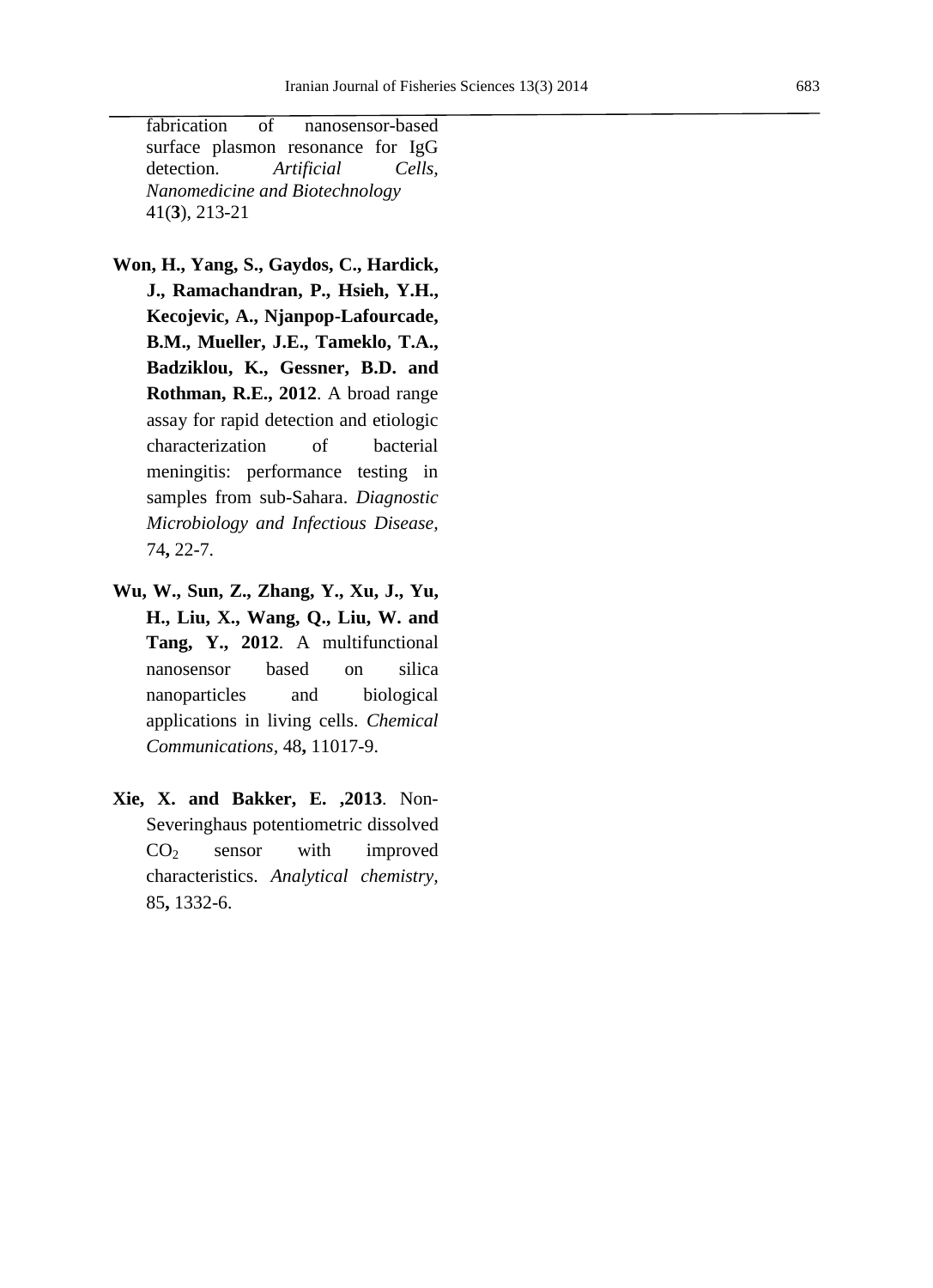fabrication of nanosensor-based surface plasmon resonance for IgG detection. *Artificial Cells, Nanomedicine and Biotechnology* 41(**3**), 213-21

**Won, H., Yang, S., Gaydos, C., Hardick, J., Ramachandran, P., Hsieh, Y.H., Kecojevic, A., Njanpop-Lafourcade, B.M., Mueller, J.E., Tameklo, T.A., Badziklou, K., Gessner, B.D. and Rothman, R.E., 2012**. A broad range assay for rapid detection and etiologic characterization of bacterial meningitis: performance testing in samples from sub-Sahara. *Diagnostic Microbiology and Infectious Disease,* 74**,** 22-7.

**Wu, W., Sun, Z., Zhang, Y., Xu, J., Yu, H., Liu, X., Wang, Q., Liu, W. and Tang, Y., 2012**. A multifunctional nanosensor based on silica nanoparticles and biological applications in living cells. *Chemical Communications,* 48**,** 11017-9.

**Xie, X. and Bakker, E. ,2013**. Non-Severinghaus potentiometric dissolved $CO_2$ sensor with improved characteristics. *Analytical chemistry,* 85**,** 1332-6.